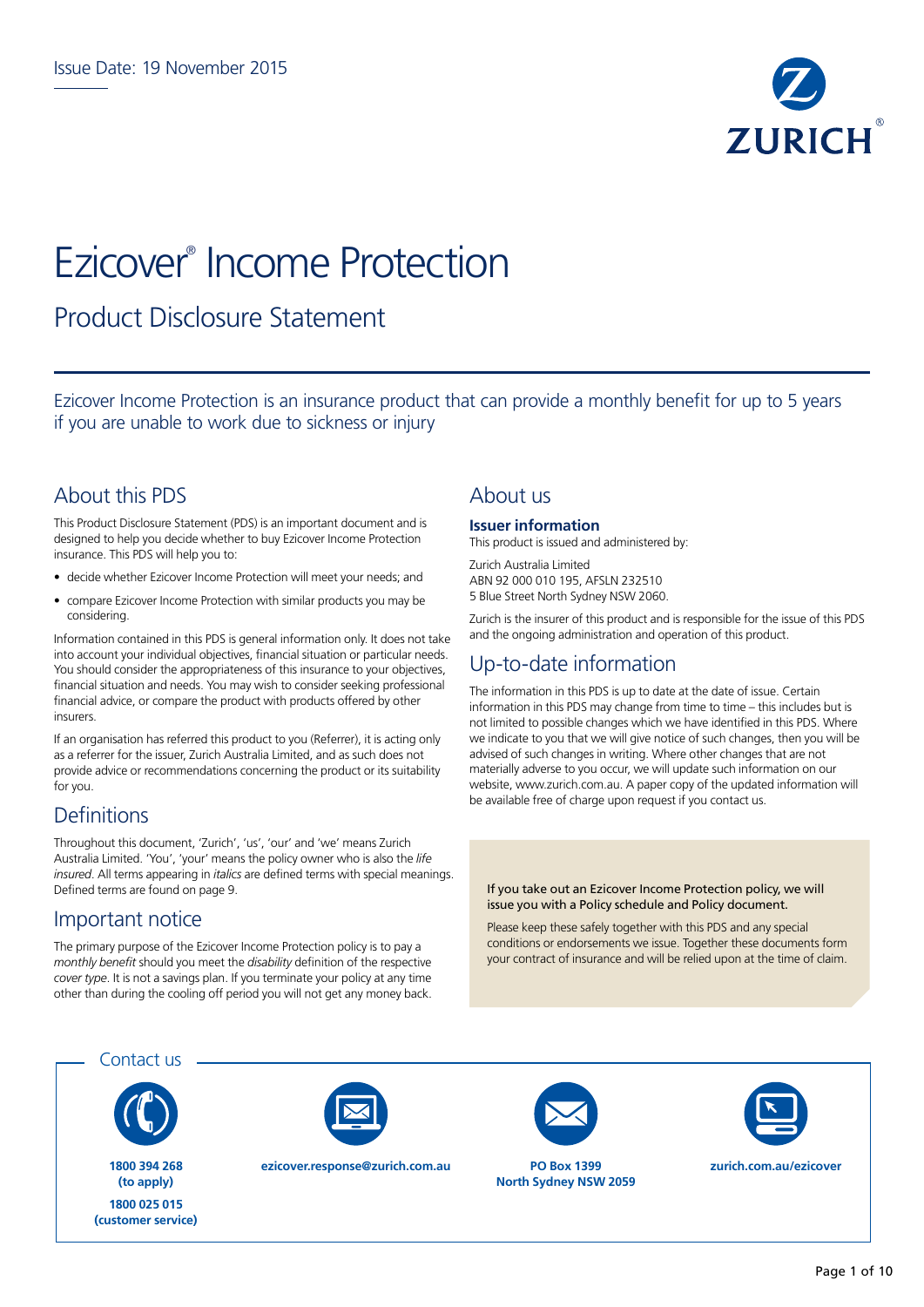Issue Date: 19 November 2015

ZURICH®

# Ezicover® Income Protection

## Product Disclosure Statement

Ezicover Income Protection is an insurance product that can provide a monthly benefit for up to 5 years if you are unable to work due to sickness or injury

## About this PDS

This Product Disclosure Statement (PDS) is an important document and is designed to help you decide whether to buy Ezicover Income Protection insurance. This PDS will help you to:

- decide whether Ezicover Income Protection will meet your needs; and
- compare Ezicover Income Protection with similar products you may be considering.

Information contained in this PDS is general information only. It does not take into account your individual objectives, financial situation or particular needs. You should consider the appropriateness of this insurance to your objectives, financial situation and needs. You may wish to consider seeking professional financial advice, or compare the product with products offered by other insurers.

If an organisation has referred this product to you (Referrer), it is acting only as a referrer for the issuer, Zurich Australia Limited, and as such does not provide advice or recommendations concerning the product or its suitability for you.

## Definitions

Throughout this document, 'Zurich', 'us', 'our' and 'we' means Zurich Australia Limited. 'You', 'your' means the policy owner who is also the *life insured*. All terms appearing in *italics* are defined terms with special meanings. Defined terms are found on page 9.

## Important notice

The primary purpose of the Ezicover Income Protection policy is to pay a *monthly benefit* should you meet the *disability* definition of the respective *cover type*. It is not a savings plan. If you terminate your policy at any time other than during the cooling off period you will not get any money back.

## About us

### Issuer information

This product is issued and administered by:

Zurich Australia Limited
ABN 92 000 010 195, AFSLN 232510
5 Blue Street North Sydney NSW 2060.

Zurich is the insurer of this product and is responsible for the issue of this PDS and the ongoing administration and operation of this product.

## Up-to-date information

The information in this PDS is up to date at the date of issue. Certain information in this PDS may change from time to time – this includes but is not limited to possible changes which we have identified in this PDS. Where we indicate to you that we will give notice of such changes, then you will be advised of such changes in writing. Where other changes that are not materially adverse to you occur, we will update such information on our website, www.zurich.com.au. A paper copy of the updated information will be available free of charge upon request if you contact us.

If you take out an Ezicover Income Protection policy, we will issue you with a Policy schedule and Policy document.

Please keep these safely together with this PDS and any special conditions or endorsements we issue. Together these documents form your contract of insurance and will be relied upon at the time of claim.

## Contact us

**1800 394 268 (to apply)**

**1800 025 015 (customer service)**

**ezicover.response@zurich.com.au**

**PO Box 1399 North Sydney NSW 2059**

**zurich.com.au/ezicover**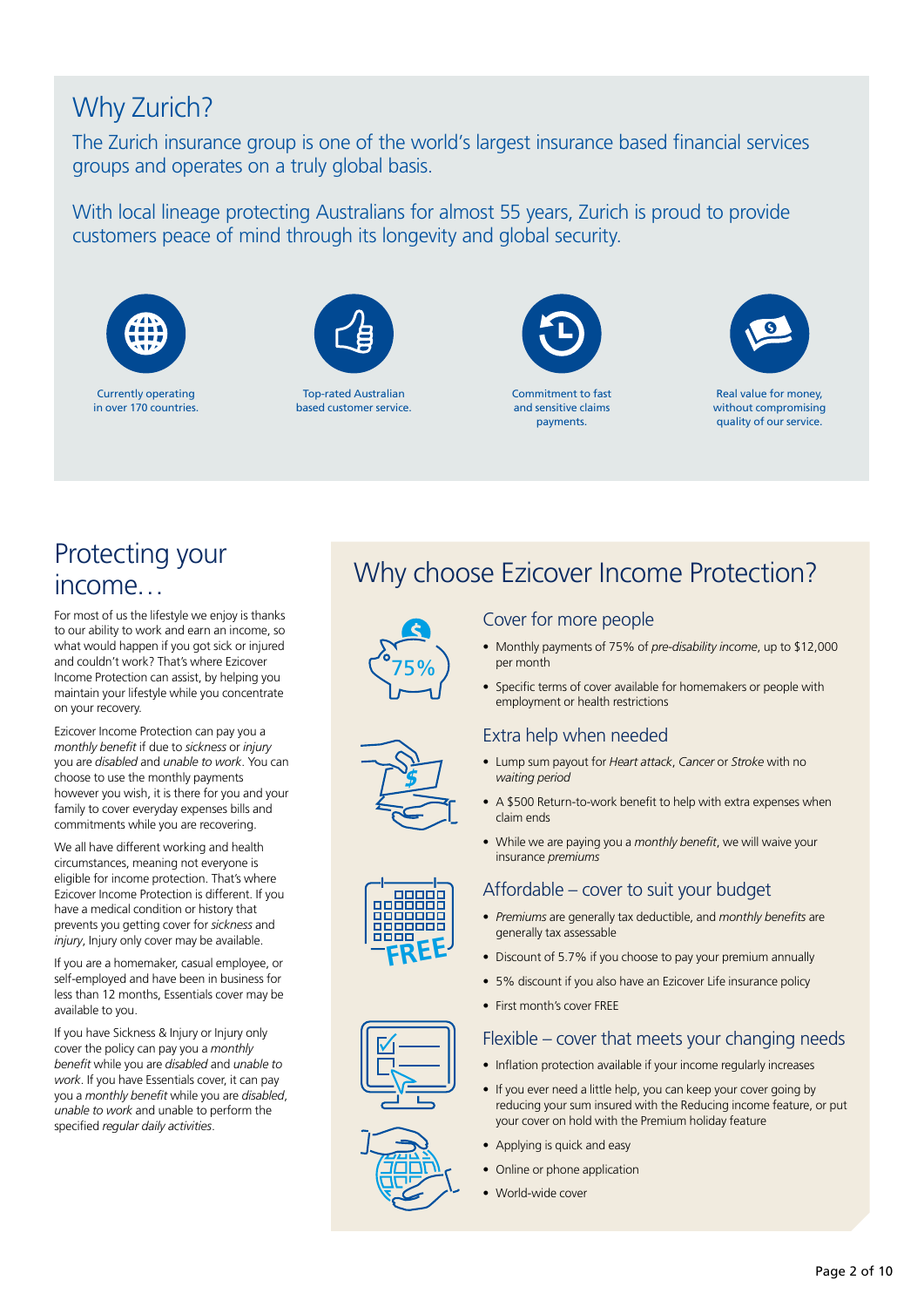# Why Zurich?

The Zurich insurance group is one of the world's largest insurance based financial services groups and operates on a truly global basis.

With local lineage protecting Australians for almost 55 years, Zurich is proud to provide customers peace of mind through its longevity and global security.

Currently operating in over 170 countries.

Top-rated Australian based customer service.

Commitment to fast and sensitive claims payments.

Real value for money, without compromising quality of our service.

## Protecting your income…

For most of us the lifestyle we enjoy is thanks to our ability to work and earn an income, so what would happen if you got sick or injured and couldn't work? That's where Ezicover Income Protection can assist, by helping you maintain your lifestyle while you concentrate on your recovery.

Ezicover Income Protection can pay you a *monthly benefit* if due to *sickness* or *injury* you are *disabled* and *unable to work*. You can choose to use the monthly payments however you wish, it is there for you and your family to cover everyday expenses bills and commitments while you are recovering.

We all have different working and health circumstances, meaning not everyone is eligible for income protection. That's where Ezicover Income Protection is different. If you have a medical condition or history that prevents you getting cover for *sickness* and *injury*, Injury only cover may be available.

If you are a homemaker, casual employee, or self-employed and have been in business for less than 12 months, Essentials cover may be available to you.

If you have Sickness & Injury or Injury only cover the policy can pay you a *monthly benefit* while you are *disabled* and *unable to work*. If you have Essentials cover, it can pay you a *monthly benefit* while you are *disabled*, *unable to work* and unable to perform the specified *regular daily activities*.

## Why choose Ezicover Income Protection?

### Cover for more people

- Monthly payments of 75% of *pre-disability income*, up to $12,000 per month
- Specific terms of cover available for homemakers or people with employment or health restrictions

### Extra help when needed

- Lump sum payout for *Heart attack*, *Cancer* or *Stroke* with no *waiting period*
- A $500 Return-to-work benefit to help with extra expenses when claim ends
- While we are paying you a *monthly benefit*, we will waive your insurance *premiums*

### Affordable – cover to suit your budget

- *Premiums* are generally tax deductible, and *monthly benefits* are generally tax assessable
- Discount of 5.7% if you choose to pay your premium annually
- 5% discount if you also have an Ezicover Life insurance policy
- First month's cover FREE

### Flexible – cover that meets your changing needs

- Inflation protection available if your income regularly increases
- If you ever need a little help, you can keep your cover going by reducing your sum insured with the Reducing income feature, or put your cover on hold with the Premium holiday feature
- Applying is quick and easy
- Online or phone application
- World-wide cover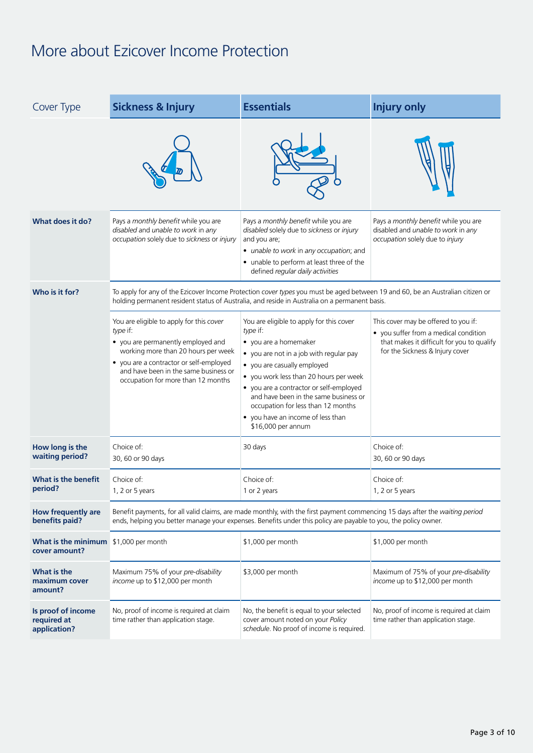# More about Ezicover Income Protection

| Cover Type | Sickness & Injury | Essentials | Injury only |
|---|---|---|---|
| **What does it do?** | Pays a *monthly benefit* while you are *disabled* and *unable to work* in *any occupation* solely due to *sickness* or *injury* | Pays a *monthly benefit* while you are *disabled* solely due to *sickness* or *injury* and you are; <br>• *unable to work* in *any occupation*; and <br>• unable to perform at least three of the defined *regular daily activities* | Pays a *monthly benefit* while you are disabled and *unable to work* in *any occupation* solely due to *injury* |
| **Who is it for?** | To apply for any of the Ezicover Income Protection *cover types* you must be aged between 19 and 60, be an Australian citizen or holding permanent resident status of Australia, and reside in Australia on a permanent basis. | | |
| | You are eligible to apply for this *cover type* if: <br>• you are permanently employed and working more than 20 hours per week <br>• you are a contractor or self-employed and have been in the same business or occupation for more than 12 months | You are eligible to apply for this *cover type* if: <br>• you are a homemaker <br>• you are not in a job with regular pay <br>• you are casually employed <br>• you work less than 20 hours per week <br>• you are a contractor or self-employed and have been in the same business or occupation for less than 12 months <br>• you have an income of less than $16,000 per annum | This cover may be offered to you if: <br>• you suffer from a medical condition that makes it difficult for you to qualify for the Sickness & Injury cover |
| **How long is the waiting period?** | Choice of: <br>30, 60 or 90 days | 30 days | Choice of: <br>30, 60 or 90 days |
| **What is the benefit period?** | Choice of: <br>1, 2 or 5 years | Choice of: <br>1 or 2 years | Choice of: <br>1, 2 or 5 years |
| **How frequently are benefits paid?** | Benefit payments, for all valid claims, are made monthly, with the first payment commencing 15 days after the *waiting period* ends, helping you better manage your expenses. Benefits under this policy are payable to you, the policy owner. | | |
| **What is the minimum cover amount?** | $1,000 per month | $1,000 per month | $1,000 per month |
| **What is the maximum cover amount?** | Maximum 75% of your *pre-disability income* up to $12,000 per month | $3,000 per month | Maximum of 75% of your *pre-disability income* up to $12,000 per month |
| **Is proof of income required at application?** | No, proof of income is required at claim time rather than application stage. | No, the benefit is equal to your selected cover amount noted on your *Policy schedule*. No proof of income is required. | No, proof of income is required at claim time rather than application stage. |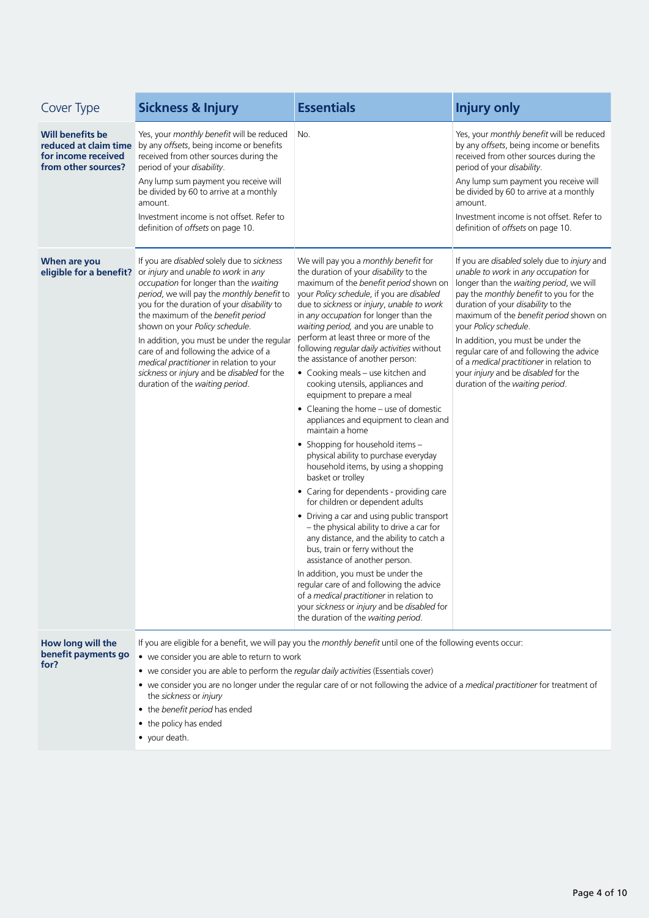| Cover Type | **Sickness & Injury** | **Essentials** | **Injury only** |
|---|---|---|---|
| **Will benefits be reduced at claim time for income received from other sources?** | Yes, your *monthly benefit* will be reduced by any *offsets*, being income or benefits received from other sources during the period of your *disability*.<br><br>Any lump sum payment you receive will be divided by 60 to arrive at a monthly amount.<br><br>Investment income is not offset. Refer to definition of *offsets* on page 10. | No. | Yes, your *monthly benefit* will be reduced by any *offsets*, being income or benefits received from other sources during the period of your *disability*.<br><br>Any lump sum payment you receive will be divided by 60 to arrive at a monthly amount.<br><br>Investment income is not offset. Refer to definition of *offsets* on page 10. |
| **When are you eligible for a benefit?** | If you are *disabled* solely due to *sickness* or *injury* and *unable to work* in *any occupation* for longer than the *waiting period*, we will pay the *monthly benefit* to you for the duration of your *disability* to the maximum of the *benefit period* shown on your *Policy schedule*.<br><br>In addition, you must be under the regular care of and following the advice of a *medical practitioner* in relation to your *sickness* or *injury* and be *disabled* for the duration of the *waiting period*. | We will pay you a *monthly benefit* for the duration of your *disability* to the maximum of the *benefit period* shown on your *Policy schedule*, if you are *disabled* due to *sickness* or *injury*, *unable to work* in *any occupation* for longer than the *waiting period,* and you are unable to perform at least three or more of the following *regular daily activities* without the assistance of another person:<br>• Cooking meals – use kitchen and cooking utensils, appliances and equipment to prepare a meal<br>• Cleaning the home – use of domestic appliances and equipment to clean and maintain a home<br>• Shopping for household items – physical ability to purchase everyday household items, by using a shopping basket or trolley<br>• Caring for dependents - providing care for children or dependent adults<br>• Driving a car and using public transport – the physical ability to drive a car for any distance, and the ability to catch a bus, train or ferry without the assistance of another person.<br><br>In addition, you must be under the regular care of and following the advice of a *medical practitioner* in relation to your *sickness* or *injury* and be *disabled* for the duration of the *waiting period*. | If you are *disabled* solely due to *injury* and *unable to work* in *any occupation* for longer than the *waiting period*, we will pay the *monthly benefit* to you for the duration of your *disability* to the maximum of the *benefit period* shown on your *Policy schedule*.<br><br>In addition, you must be under the regular care of and following the advice of a *medical practitioner* in relation to your *injury* and be *disabled* for the duration of the *waiting period*. |
| **How long will the benefit payments go for?** | If you are eligible for a benefit, we will pay you the *monthly benefit* until one of the following events occur:<br>• we consider you are able to return to work<br>• we consider you are able to perform the *regular daily activities* (Essentials cover)<br>• we consider you are no longer under the regular care of or not following the advice of a *medical practitioner* for treatment of the *sickness* or *injury*<br>• the *benefit period* has ended<br>• the policy has ended<br>• your death. | | |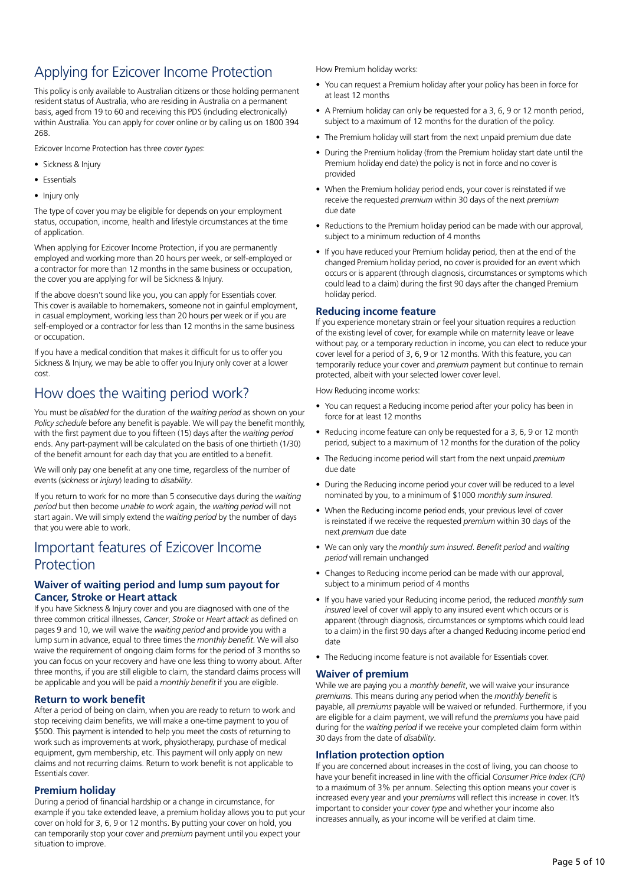# Applying for Ezicover Income Protection

This policy is only available to Australian citizens or those holding permanent resident status of Australia, who are residing in Australia on a permanent basis, aged from 19 to 60 and receiving this PDS (including electronically) within Australia. You can apply for cover online or by calling us on 1800 394 268.

Ezicover Income Protection has three *cover types*:

- Sickness & Injury
- Essentials
- Injury only

The type of cover you may be eligible for depends on your employment status, occupation, income, health and lifestyle circumstances at the time of application.

When applying for Ezicover Income Protection, if you are permanently employed and working more than 20 hours per week, or self-employed or a contractor for more than 12 months in the same business or occupation, the cover you are applying for will be Sickness & Injury.

If the above doesn't sound like you, you can apply for Essentials cover. This cover is available to homemakers, someone not in gainful employment, in casual employment, working less than 20 hours per week or if you are self-employed or a contractor for less than 12 months in the same business or occupation.

If you have a medical condition that makes it difficult for us to offer you Sickness & Injury, we may be able to offer you Injury only cover at a lower cost.

# How does the waiting period work?

You must be *disabled* for the duration of the *waiting period* as shown on your *Policy schedule* before any benefit is payable. We will pay the benefit monthly, with the first payment due to you fifteen (15) days after the *waiting period* ends. Any part-payment will be calculated on the basis of one thirtieth (1/30) of the benefit amount for each day that you are entitled to a benefit.

We will only pay one benefit at any one time, regardless of the number of events (*sickness* or *injury*) leading to *disability*.

If you return to work for no more than 5 consecutive days during the *waiting period* but then become *unable to work* again, the *waiting period* will not start again. We will simply extend the *waiting period* by the number of days that you were able to work.

# Important features of Ezicover Income Protection

### Waiver of waiting period and lump sum payout for Cancer, Stroke or Heart attack

If you have Sickness & Injury cover and you are diagnosed with one of the three common critical illnesses, *Cancer*, *Stroke* or *Heart attack* as defined on pages 9 and 10, we will waive the *waiting period* and provide you with a lump sum in advance, equal to three times the *monthly benefit*. We will also waive the requirement of ongoing claim forms for the period of 3 months so you can focus on your recovery and have one less thing to worry about. After three months, if you are still eligible to claim, the standard claims process will be applicable and you will be paid a *monthly benefit* if you are eligible.

### Return to work benefit

After a period of being on claim, when you are ready to return to work and stop receiving claim benefits, we will make a one-time payment to you of $500. This payment is intended to help you meet the costs of returning to work such as improvements at work, physiotherapy, purchase of medical equipment, gym membership, etc. This payment will only apply on new claims and not recurring claims. Return to work benefit is not applicable to Essentials cover.

### Premium holiday

During a period of financial hardship or a change in circumstance, for example if you take extended leave, a premium holiday allows you to put your cover on hold for 3, 6, 9 or 12 months. By putting your cover on hold, you can temporarily stop your cover and *premium* payment until you expect your situation to improve.

How Premium holiday works:

- You can request a Premium holiday after your policy has been in force for at least 12 months
- A Premium holiday can only be requested for a 3, 6, 9 or 12 month period, subject to a maximum of 12 months for the duration of the policy.
- The Premium holiday will start from the next unpaid premium due date
- During the Premium holiday (from the Premium holiday start date until the Premium holiday end date) the policy is not in force and no cover is provided
- When the Premium holiday period ends, your cover is reinstated if we receive the requested *premium* within 30 days of the next *premium* due date
- Reductions to the Premium holiday period can be made with our approval, subject to a minimum reduction of 4 months
- If you have reduced your Premium holiday period, then at the end of the changed Premium holiday period, no cover is provided for an event which occurs or is apparent (through diagnosis, circumstances or symptoms which could lead to a claim) during the first 90 days after the changed Premium holiday period.

### Reducing income feature

If you experience monetary strain or feel your situation requires a reduction of the existing level of cover, for example while on maternity leave or leave without pay, or a temporary reduction in income, you can elect to reduce your cover level for a period of 3, 6, 9 or 12 months. With this feature, you can temporarily reduce your cover and *premium* payment but continue to remain protected, albeit with your selected lower cover level.

How Reducing income works:

- You can request a Reducing income period after your policy has been in force for at least 12 months
- Reducing income feature can only be requested for a 3, 6, 9 or 12 month period, subject to a maximum of 12 months for the duration of the policy
- The Reducing income period will start from the next unpaid *premium* due date
- During the Reducing income period your cover will be reduced to a level nominated by you, to a minimum of $1000 *monthly sum insured*.
- When the Reducing income period ends, your previous level of cover is reinstated if we receive the requested *premium* within 30 days of the next *premium* due date
- We can only vary the *monthly sum insured*. *Benefit period* and *waiting period* will remain unchanged
- Changes to Reducing income period can be made with our approval, subject to a minimum period of 4 months
- If you have varied your Reducing income period, the reduced *monthly sum insured* level of cover will apply to any insured event which occurs or is apparent (through diagnosis, circumstances or symptoms which could lead to a claim) in the first 90 days after a changed Reducing income period end date
- The Reducing income feature is not available for Essentials cover.

### Waiver of premium

While we are paying you a *monthly benefit*, we will waive your insurance *premiums*. This means during any period when the *monthly benefit* is payable, all *premiums* payable will be waived or refunded. Furthermore, if you are eligible for a claim payment, we will refund the *premiums* you have paid during for the *waiting period* if we receive your completed claim form within 30 days from the date of *disability*.

### Inflation protection option

If you are concerned about increases in the cost of living, you can choose to have your benefit increased in line with the official *Consumer Price Index (CPI)* to a maximum of 3% per annum. Selecting this option means your cover is increased every year and your *premiums* will reflect this increase in cover. It's important to consider your *cover type* and whether your income also increases annually, as your income will be verified at claim time.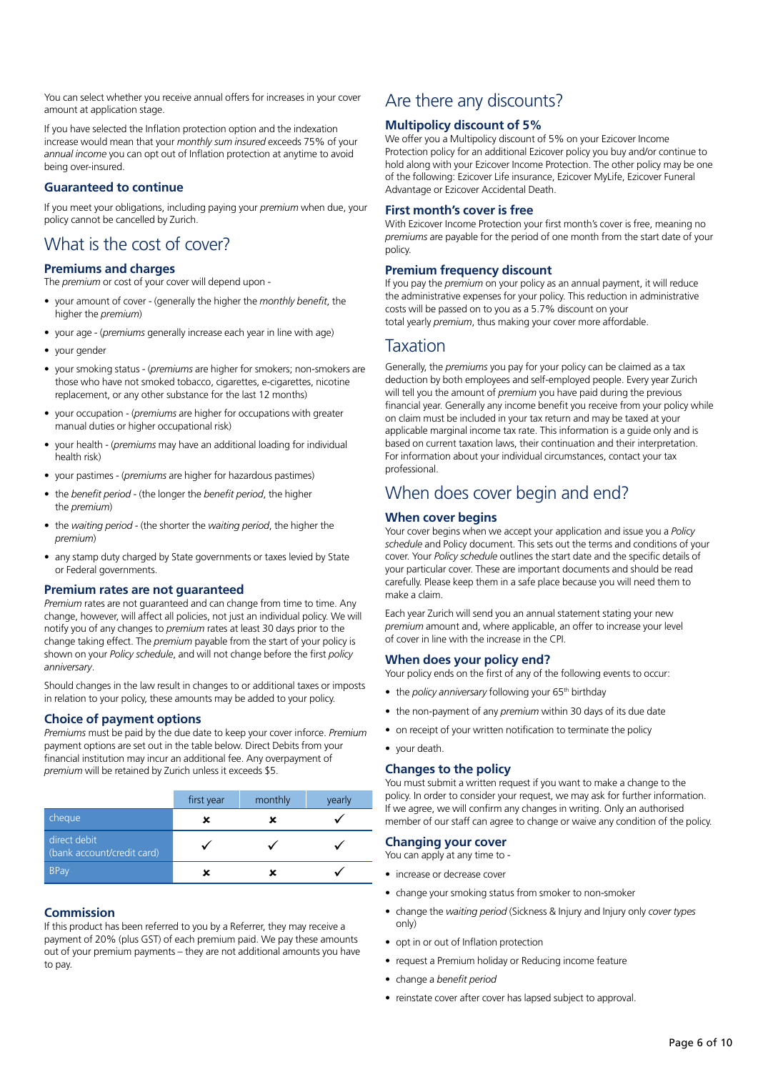You can select whether you receive annual offers for increases in your cover amount at application stage.

If you have selected the Inflation protection option and the indexation increase would mean that your *monthly sum insured* exceeds 75% of your *annual income* you can opt out of Inflation protection at anytime to avoid being over-insured.

### Guaranteed to continue

If you meet your obligations, including paying your *premium* when due, your policy cannot be cancelled by Zurich.

## What is the cost of cover?

### Premiums and charges

The *premium* or cost of your cover will depend upon -

- your amount of cover - (generally the higher the *monthly benefit*, the higher the *premium*)
- your age - (*premiums* generally increase each year in line with age)
- your gender
- your smoking status - (*premiums* are higher for smokers; non-smokers are those who have not smoked tobacco, cigarettes, e-cigarettes, nicotine replacement, or any other substance for the last 12 months)
- your occupation - (*premiums* are higher for occupations with greater manual duties or higher occupational risk)
- your health - (*premiums* may have an additional loading for individual health risk)
- your pastimes - (*premiums* are higher for hazardous pastimes)
- the *benefit period* - (the longer the *benefit period*, the higher the *premium*)
- the *waiting period* - (the shorter the *waiting period*, the higher the *premium*)
- any stamp duty charged by State governments or taxes levied by State or Federal governments.

### Premium rates are not guaranteed

*Premium* rates are not guaranteed and can change from time to time. Any change, however, will affect all policies, not just an individual policy. We will notify you of any changes to *premium* rates at least 30 days prior to the change taking effect. The *premium* payable from the start of your policy is shown on your *Policy schedule*, and will not change before the first *policy anniversary*.

Should changes in the law result in changes to or additional taxes or imposts in relation to your policy, these amounts may be added to your policy.

### Choice of payment options

*Premiums* must be paid by the due date to keep your cover inforce. *Premium* payment options are set out in the table below. Direct Debits from your financial institution may incur an additional fee. Any overpayment of *premium* will be retained by Zurich unless it exceeds $5.

| | first year | monthly | yearly |
|---|---|---|---|
| cheque | ✗ | ✗ | ✓ |
| direct debit (bank account/credit card) | ✓ | ✓ | ✓ |
| BPay | ✗ | ✗ | ✓ |

### Commission

If this product has been referred to you by a Referrer, they may receive a payment of 20% (plus GST) of each premium paid. We pay these amounts out of your premium payments – they are not additional amounts you have to pay.

## Are there any discounts?

### Multipolicy discount of 5%

We offer you a Multipolicy discount of 5% on your Ezicover Income Protection policy for an additional Ezicover policy you buy and/or continue to hold along with your Ezicover Income Protection. The other policy may be one of the following: Ezicover Life insurance, Ezicover MyLife, Ezicover Funeral Advantage or Ezicover Accidental Death.

### First month's cover is free

With Ezicover Income Protection your first month's cover is free, meaning no *premiums* are payable for the period of one month from the start date of your policy.

### Premium frequency discount

If you pay the *premium* on your policy as an annual payment, it will reduce the administrative expenses for your policy. This reduction in administrative costs will be passed on to you as a 5.7% discount on your total yearly *premium*, thus making your cover more affordable.

## Taxation

Generally, the *premiums* you pay for your policy can be claimed as a tax deduction by both employees and self-employed people. Every year Zurich will tell you the amount of *premium* you have paid during the previous financial year. Generally any income benefit you receive from your policy while on claim must be included in your tax return and may be taxed at your applicable marginal income tax rate. This information is a guide only and is based on current taxation laws, their continuation and their interpretation. For information about your individual circumstances, contact your tax professional.

## When does cover begin and end?

### When cover begins

Your cover begins when we accept your application and issue you a *Policy schedule* and Policy document. This sets out the terms and conditions of your cover. Your *Policy schedule* outlines the start date and the specific details of your particular cover. These are important documents and should be read carefully. Please keep them in a safe place because you will need them to make a claim.

Each year Zurich will send you an annual statement stating your new *premium* and what, where applicable, an offer to increase your level of cover in line with the increase in the CPI.

### When does your policy end?

Your policy ends on the first of any of the following events to occur:

- the *policy anniversary* following your 65th birthday
- the non-payment of any *premium* within 30 days of its due date
- on receipt of your written notification to terminate the policy
- your death.

### Changes to the policy

You must submit a written request if you want to make a change to the policy. In order to consider your request, we may ask for further information. If we agree, we will confirm any changes in writing. Only an authorised member of our staff can agree to change or waive any condition of the policy.

### Changing your cover

You can apply at any time to -

- increase or decrease cover
- change your smoking status from smoker to non-smoker
- change the *waiting period* (Sickness & Injury and Injury only *cover types* only)
- opt in or out of Inflation protection
- request a Premium holiday or Reducing income feature
- change a *benefit period*
- reinstate cover after cover has lapsed subject to approval.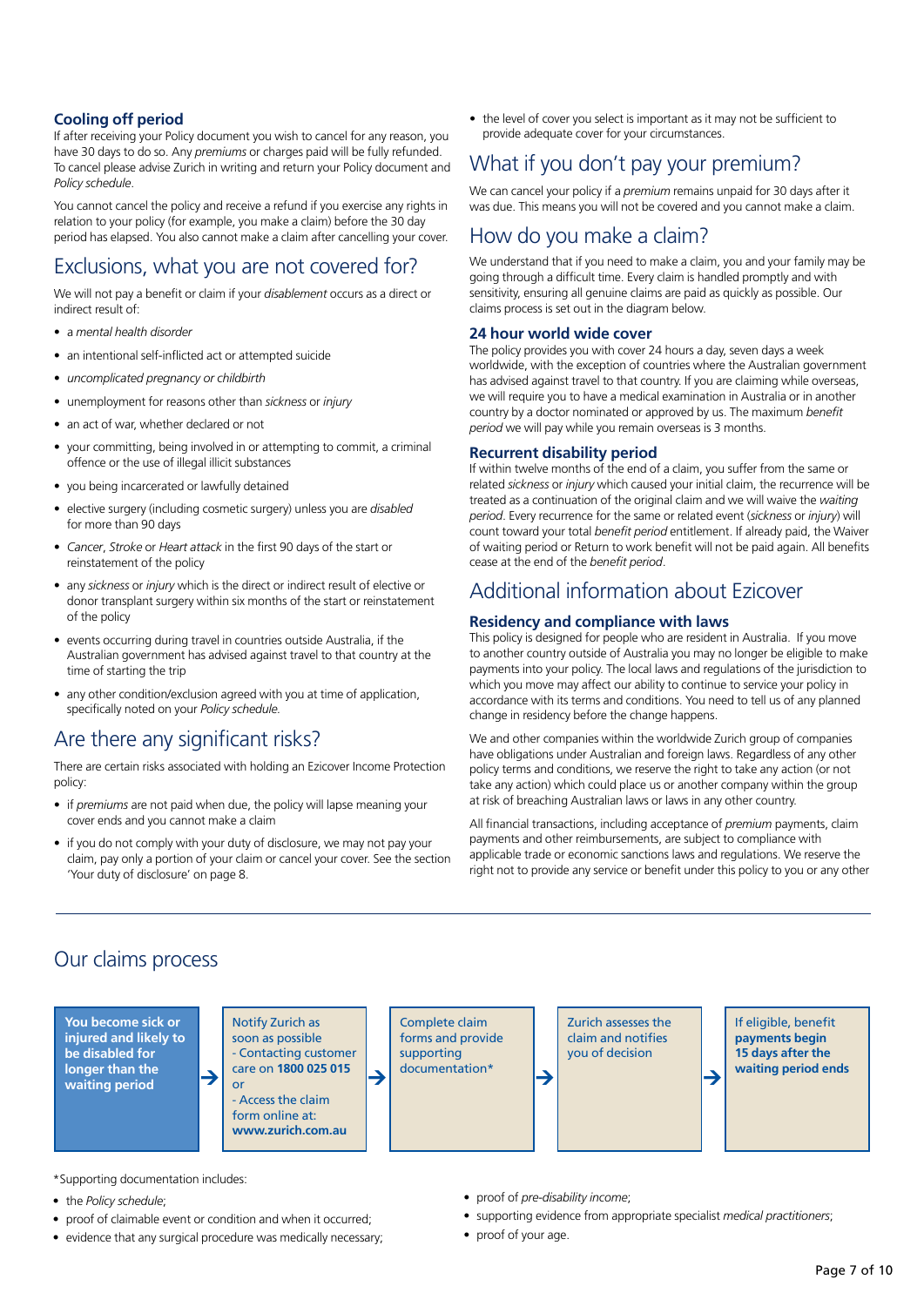### Cooling off period

If after receiving your Policy document you wish to cancel for any reason, you have 30 days to do so. Any *premiums* or charges paid will be fully refunded. To cancel please advise Zurich in writing and return your Policy document and *Policy schedule*.

You cannot cancel the policy and receive a refund if you exercise any rights in relation to your policy (for example, you make a claim) before the 30 day period has elapsed. You also cannot make a claim after cancelling your cover.

## Exclusions, what you are not covered for?

We will not pay a benefit or claim if your *disablement* occurs as a direct or indirect result of:

- a *mental health disorder*
- an intentional self-inflicted act or attempted suicide
- *uncomplicated pregnancy or childbirth*
- unemployment for reasons other than *sickness* or *injury*
- an act of war, whether declared or not
- your committing, being involved in or attempting to commit, a criminal offence or the use of illegal illicit substances
- you being incarcerated or lawfully detained
- elective surgery (including cosmetic surgery) unless you are *disabled* for more than 90 days
- *Cancer*, *Stroke* or *Heart attack* in the first 90 days of the start or reinstatement of the policy
- any *sickness* or *injury* which is the direct or indirect result of elective or donor transplant surgery within six months of the start or reinstatement of the policy
- events occurring during travel in countries outside Australia, if the Australian government has advised against travel to that country at the time of starting the trip
- any other condition/exclusion agreed with you at time of application, specifically noted on your *Policy schedule*.

## Are there any significant risks?

There are certain risks associated with holding an Ezicover Income Protection policy:

- if *premiums* are not paid when due, the policy will lapse meaning your cover ends and you cannot make a claim
- if you do not comply with your duty of disclosure, we may not pay your claim, pay only a portion of your claim or cancel your cover. See the section 'Your duty of disclosure' on page 8.
- the level of cover you select is important as it may not be sufficient to provide adequate cover for your circumstances.

## What if you don't pay your premium?

We can cancel your policy if a *premium* remains unpaid for 30 days after it was due. This means you will not be covered and you cannot make a claim.

## How do you make a claim?

We understand that if you need to make a claim, you and your family may be going through a difficult time. Every claim is handled promptly and with sensitivity, ensuring all genuine claims are paid as quickly as possible. Our claims process is set out in the diagram below.

### 24 hour world wide cover

The policy provides you with cover 24 hours a day, seven days a week worldwide, with the exception of countries where the Australian government has advised against travel to that country. If you are claiming while overseas, we will require you to have a medical examination in Australia or in another country by a doctor nominated or approved by us. The maximum *benefit period* we will pay while you remain overseas is 3 months.

### Recurrent disability period

If within twelve months of the end of a claim, you suffer from the same or related *sickness* or *injury* which caused your initial claim, the recurrence will be treated as a continuation of the original claim and we will waive the *waiting period*. Every recurrence for the same or related event (*sickness* or *injury*) will count toward your total *benefit period* entitlement. If already paid, the Waiver of waiting period or Return to work benefit will not be paid again. All benefits cease at the end of the *benefit period*.

## Additional information about Ezicover

### Residency and compliance with laws

This policy is designed for people who are resident in Australia. If you move to another country outside of Australia you may no longer be eligible to make payments into your policy. The local laws and regulations of the jurisdiction to which you move may affect our ability to continue to service your policy in accordance with its terms and conditions. You need to tell us of any planned change in residency before the change happens.

We and other companies within the worldwide Zurich group of companies have obligations under Australian and foreign laws. Regardless of any other policy terms and conditions, we reserve the right to take any action (or not take any action) which could place us or another company within the group at risk of breaching Australian laws or laws in any other country.

All financial transactions, including acceptance of *premium* payments, claim payments and other reimbursements, are subject to compliance with applicable trade or economic sanctions laws and regulations. We reserve the right not to provide any service or benefit under this policy to you or any other

## Our claims process

**You become sick or injured and likely to be disabled for longer than the waiting period** → Notify Zurich as soon as possible - Contacting customer care on **1800 025 015** or - Access the claim form online at: **www.zurich.com.au** → Complete claim forms and provide supporting documentation* → Zurich assesses the claim and notifies you of decision → If eligible, benefit **payments begin 15 days after the waiting period ends**

*Supporting documentation includes:

- the *Policy schedule*;
- proof of claimable event or condition and when it occurred;
- evidence that any surgical procedure was medically necessary;
- proof of *pre-disability income*;
- supporting evidence from appropriate specialist *medical practitioners*;
- proof of your age.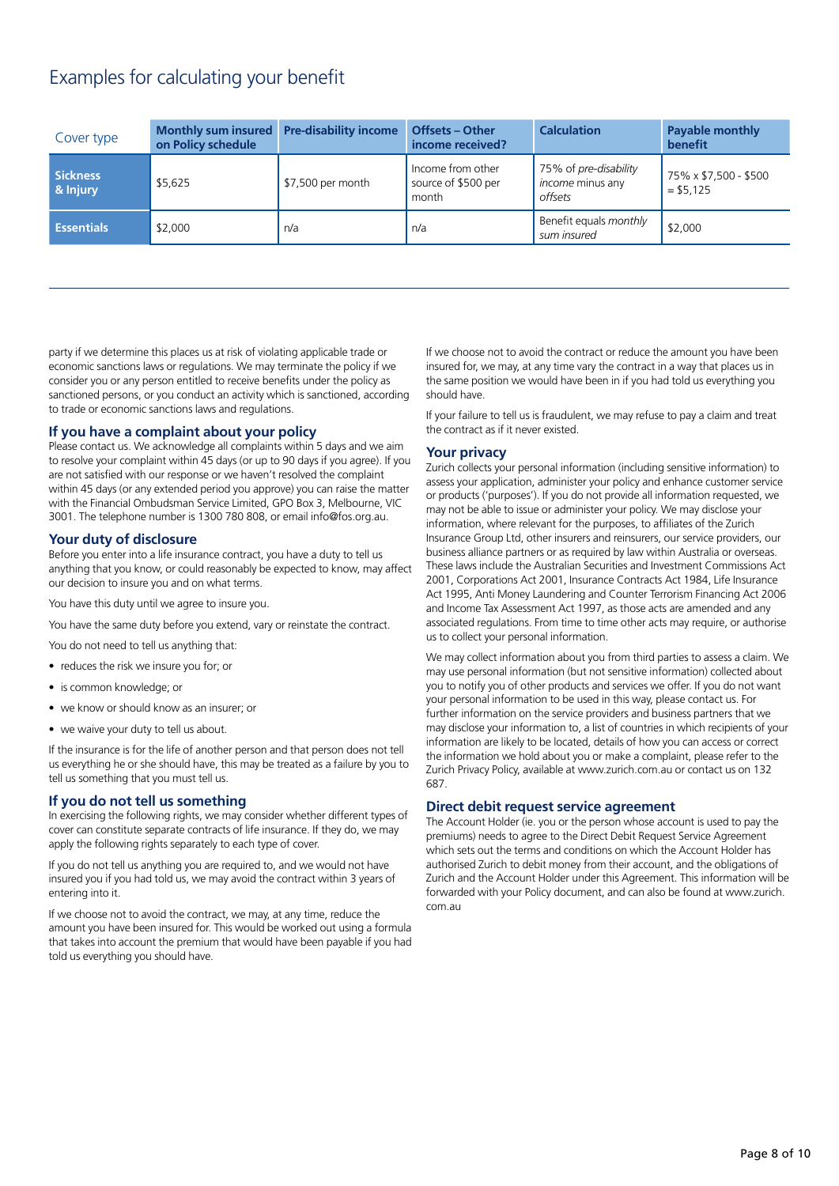## Examples for calculating your benefit

| Cover type | Monthly sum insured on Policy schedule | Pre-disability income | Offsets – Other income received? | Calculation | Payable monthly benefit |
|---|---|---|---|---|---|
| **Sickness & Injury** | $5,625 | $7,500 per month | Income from other source of $500 per month | 75% of *pre-disability income* minus any *offsets* | 75% x $7,500 - $500 = $5,125 |
| **Essentials** | $2,000 | n/a | n/a | Benefit equals *monthly sum insured* | $2,000 |

party if we determine this places us at risk of violating applicable trade or economic sanctions laws or regulations. We may terminate the policy if we consider you or any person entitled to receive benefits under the policy as sanctioned persons, or you conduct an activity which is sanctioned, according to trade or economic sanctions laws and regulations.

### If you have a complaint about your policy

Please contact us. We acknowledge all complaints within 5 days and we aim to resolve your complaint within 45 days (or up to 90 days if you agree). If you are not satisfied with our response or we haven't resolved the complaint within 45 days (or any extended period you approve) you can raise the matter with the Financial Ombudsman Service Limited, GPO Box 3, Melbourne, VIC 3001. The telephone number is 1300 780 808, or email info@fos.org.au.

### Your duty of disclosure

Before you enter into a life insurance contract, you have a duty to tell us anything that you know, or could reasonably be expected to know, may affect our decision to insure you and on what terms.

You have this duty until we agree to insure you.

You have the same duty before you extend, vary or reinstate the contract.

You do not need to tell us anything that:

- reduces the risk we insure you for; or
- is common knowledge; or
- we know or should know as an insurer; or
- we waive your duty to tell us about.

If the insurance is for the life of another person and that person does not tell us everything he or she should have, this may be treated as a failure by you to tell us something that you must tell us.

### If you do not tell us something

In exercising the following rights, we may consider whether different types of cover can constitute separate contracts of life insurance. If they do, we may apply the following rights separately to each type of cover.

If you do not tell us anything you are required to, and we would not have insured you if you had told us, we may avoid the contract within 3 years of entering into it.

If we choose not to avoid the contract, we may, at any time, reduce the amount you have been insured for. This would be worked out using a formula that takes into account the premium that would have been payable if you had told us everything you should have.

If we choose not to avoid the contract or reduce the amount you have been insured for, we may, at any time vary the contract in a way that places us in the same position we would have been in if you had told us everything you should have.

If your failure to tell us is fraudulent, we may refuse to pay a claim and treat the contract as if it never existed.

### Your privacy

Zurich collects your personal information (including sensitive information) to assess your application, administer your policy and enhance customer service or products ('purposes'). If you do not provide all information requested, we may not be able to issue or administer your policy. We may disclose your information, where relevant for the purposes, to affiliates of the Zurich Insurance Group Ltd, other insurers and reinsurers, our service providers, our business alliance partners or as required by law within Australia or overseas. These laws include the Australian Securities and Investment Commissions Act 2001, Corporations Act 2001, Insurance Contracts Act 1984, Life Insurance Act 1995, Anti Money Laundering and Counter Terrorism Financing Act 2006 and Income Tax Assessment Act 1997, as those acts are amended and any associated regulations. From time to time other acts may require, or authorise us to collect your personal information.

We may collect information about you from third parties to assess a claim. We may use personal information (but not sensitive information) collected about you to notify you of other products and services we offer. If you do not want your personal information to be used in this way, please contact us. For further information on the service providers and business partners that we may disclose your information to, a list of countries in which recipients of your information are likely to be located, details of how you can access or correct the information we hold about you or make a complaint, please refer to the Zurich Privacy Policy, available at www.zurich.com.au or contact us on 132 687.

### Direct debit request service agreement

The Account Holder (ie. you or the person whose account is used to pay the premiums) needs to agree to the Direct Debit Request Service Agreement which sets out the terms and conditions on which the Account Holder has authorised Zurich to debit money from their account, and the obligations of Zurich and the Account Holder under this Agreement. This information will be forwarded with your Policy document, and can also be found at www.zurich.com.au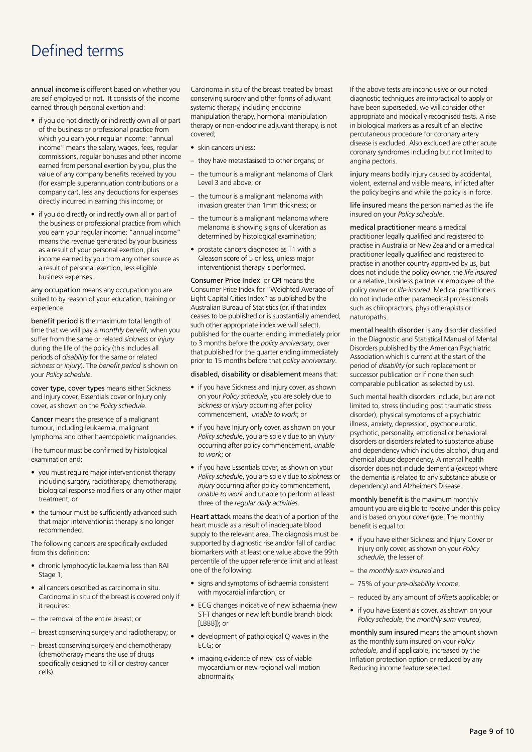# Defined terms

**annual income** is different based on whether you are self employed or not. It consists of the income earned through personal exertion and:

- if you do not directly or indirectly own all or part of the business or professional practice from which you earn your regular income: "annual income" means the salary, wages, fees, regular commissions, regular bonuses and other income earned from personal exertion by you, plus the value of any company benefits received by you (for example superannuation contributions or a company car), less any deductions for expenses directly incurred in earning this income; or
- if you do directly or indirectly own all or part of the business or professional practice from which you earn your regular income: "annual income" means the revenue generated by your business as a result of your personal exertion, plus income earned by you from any other source as a result of personal exertion, less eligible business expenses.

**any occupation** means any occupation you are suited to by reason of your education, training or experience.

**benefit period** is the maximum total length of time that we will pay a *monthly benefit*, when you suffer from the same or related *sickness* or *injury* during the life of the policy (this includes all periods of *disability* for the same or related *sickness* or *injury*). The *benefit period* is shown on your *Policy schedule*.

**cover type, cover types** means either Sickness and Injury cover, Essentials cover or Injury only cover, as shown on the *Policy schedule*.

**Cancer** means the presence of a malignant tumour, including leukaemia, malignant lymphoma and other haemopoietic malignancies.

The tumour must be confirmed by histological examination and:

- you must require major interventionist therapy including surgery, radiotherapy, chemotherapy, biological response modifiers or any other major treatment; or
- the tumour must be sufficiently advanced such that major interventionist therapy is no longer recommended.

The following cancers are specifically excluded from this definition:

- chronic lymphocytic leukaemia less than RAI Stage 1;
- all cancers described as carcinoma in situ. Carcinoma in situ of the breast is covered only if it requires:
  - the removal of the entire breast; or
  - breast conserving surgery and radiotherapy; or
  - breast conserving surgery and chemotherapy (chemotherapy means the use of drugs specifically designed to kill or destroy cancer cells).

Carcinoma in situ of the breast treated by breast conserving surgery and other forms of adjuvant systemic therapy, including endocrine manipulation therapy, hormonal manipulation therapy or non-endocrine adjuvant therapy, is not covered;

- skin cancers unless:
  - they have metastasised to other organs; or
  - the tumour is a malignant melanoma of Clark Level 3 and above; or
  - the tumour is a malignant melanoma with invasion greater than 1mm thickness; or
  - the tumour is a malignant melanoma where melanoma is showing signs of ulceration as determined by histological examination;
- prostate cancers diagnosed as T1 with a Gleason score of 5 or less, unless major interventionist therapy is performed.

**Consumer Price Index** or **CPI** means the Consumer Price Index for "Weighted Average of Eight Capital Cities Index" as published by the Australian Bureau of Statistics (or, if that index ceases to be published or is substantially amended, such other appropriate index we will select), published for the quarter ending immediately prior to 3 months before the *policy anniversary*, over that published for the quarter ending immediately prior to 15 months before that *policy anniversary*.

**disabled, disability or disablement** means that:

- if you have Sickness and Injury cover, as shown on your *Policy schedule*, you are solely due to *sickness* or *injury* occurring after policy commencement, *unable to work*; or
- if you have Injury only cover, as shown on your *Policy schedule*, you are solely due to an *injury* occurring after policy commencement, *unable to work*; or
- if you have Essentials cover, as shown on your *Policy schedule*, you are solely due to *sickness* or *injury* occurring after policy commencement, *unable to work* and unable to perform at least three of the *regular daily activities*.

**Heart attack** means the death of a portion of the heart muscle as a result of inadequate blood supply to the relevant area. The diagnosis must be supported by diagnostic rise and/or fall of cardiac biomarkers with at least one value above the 99th percentile of the upper reference limit and at least one of the following:

- signs and symptoms of ischaemia consistent with myocardial infarction; or
- ECG changes indicative of new ischaemia (new ST-T changes or new left bundle branch block [LBBB]); or
- development of pathological Q waves in the ECG; or
- imaging evidence of new loss of viable myocardium or new regional wall motion abnormality.

If the above tests are inconclusive or our noted diagnostic techniques are impractical to apply or have been superseded, we will consider other appropriate and medically recognised tests. A rise in biological markers as a result of an elective percutaneous procedure for coronary artery disease is excluded. Also excluded are other acute coronary syndromes including but not limited to angina pectoris.

**injury** means bodily injury caused by accidental, violent, external and visible means, inflicted after the policy begins and while the policy is in force.

**life insured** means the person named as the life insured on your *Policy schedule*.

**medical practitioner** means a medical practitioner legally qualified and registered to practise in Australia or New Zealand or a medical practitioner legally qualified and registered to practise in another country approved by us, but does not include the policy owner, the *life insured* or a relative, business partner or employee of the policy owner or *life insured*. Medical practitioners do not include other paramedical professionals such as chiropractors, physiotherapists or naturopaths.

**mental health disorder** is any disorder classified in the Diagnostic and Statistical Manual of Mental Disorders published by the American Psychiatric Association which is current at the start of the period of *disability* (or such replacement or successor publication or if none then such comparable publication as selected by us).

Such mental health disorders include, but are not limited to, stress (including post traumatic stress disorder), physical symptoms of a psychiatric illness, anxiety, depression, psychoneurotic, psychotic, personality, emotional or behavioral disorders or disorders related to substance abuse and dependency which includes alcohol, drug and chemical abuse dependency. A mental health disorder does not include dementia (except where the dementia is related to any substance abuse or dependency) and Alzheimer's Disease.

**monthly benefit** is the maximum monthly amount you are eligible to receive under this policy and is based on your *cover type*. The monthly benefit is equal to:

- if you have either Sickness and Injury Cover or Injury only cover, as shown on your *Policy schedule*, the lesser of:
  - the *monthly sum insured* and
  - 75% of your *pre-disability income*,
  - reduced by any amount of *offsets* applicable; or
- if you have Essentials cover, as shown on your *Policy schedule*, the *monthly sum insured*,

**monthly sum insured** means the amount shown as the monthly sum insured on your *Policy schedule*, and if applicable, increased by the Inflation protection option or reduced by any Reducing income feature selected.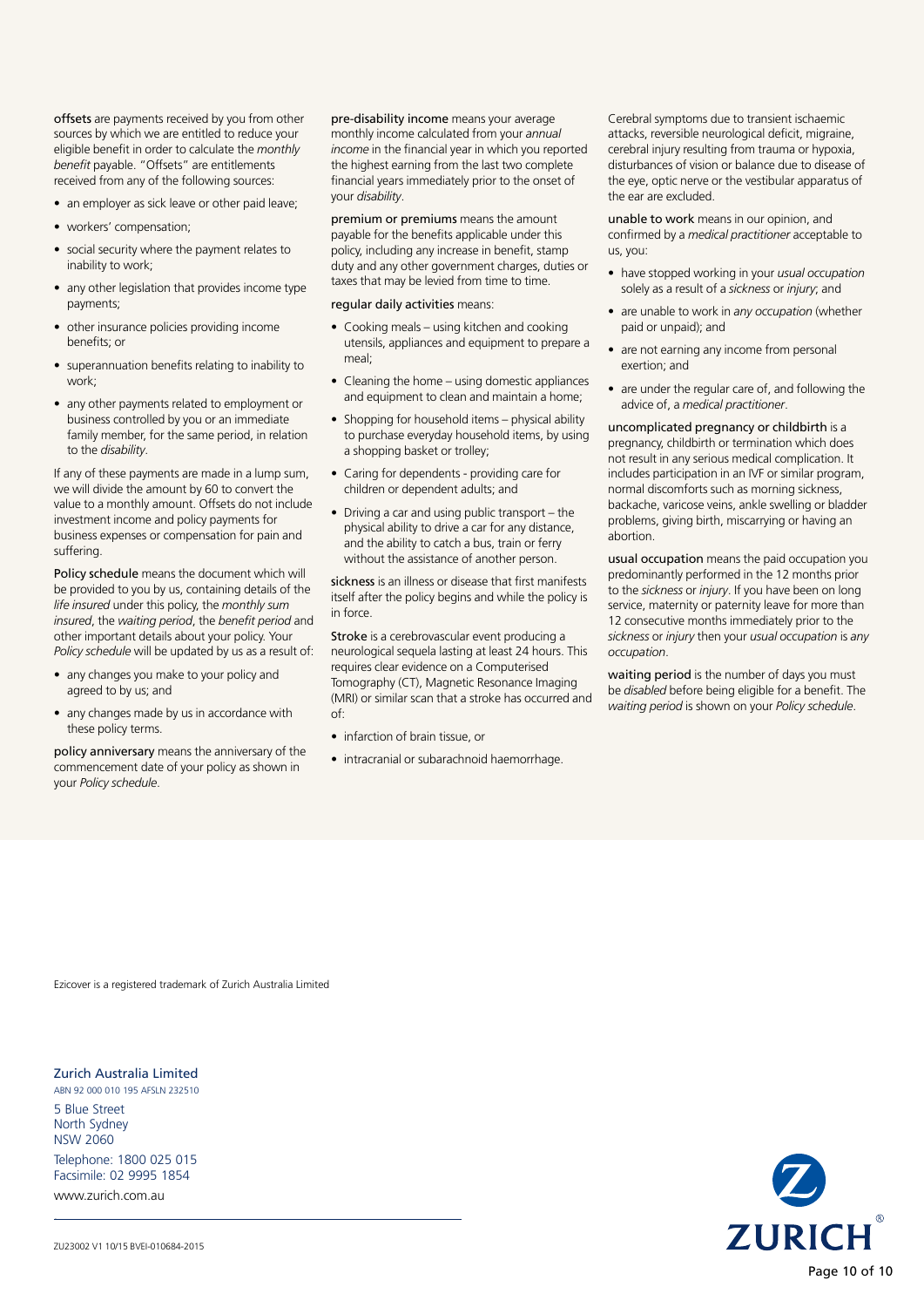**offsets** are payments received by you from other sources by which we are entitled to reduce your eligible benefit in order to calculate the *monthly benefit* payable. "Offsets" are entitlements received from any of the following sources:

- an employer as sick leave or other paid leave;
- workers' compensation;
- social security where the payment relates to inability to work;
- any other legislation that provides income type payments;
- other insurance policies providing income benefits; or
- superannuation benefits relating to inability to work;
- any other payments related to employment or business controlled by you or an immediate family member, for the same period, in relation to the *disability*.

If any of these payments are made in a lump sum, we will divide the amount by 60 to convert the value to a monthly amount. Offsets do not include investment income and policy payments for business expenses or compensation for pain and suffering.

**Policy schedule** means the document which will be provided to you by us, containing details of the *life insured* under this policy, the *monthly sum insured*, the *waiting period*, the *benefit period* and other important details about your policy. Your *Policy schedule* will be updated by us as a result of:

- any changes you make to your policy and agreed to by us; and
- any changes made by us in accordance with these policy terms.

**policy anniversary** means the anniversary of the commencement date of your policy as shown in your *Policy schedule*.

**pre-disability income** means your average monthly income calculated from your *annual income* in the financial year in which you reported the highest earning from the last two complete financial years immediately prior to the onset of your *disability*.

**premium or premiums** means the amount payable for the benefits applicable under this policy, including any increase in benefit, stamp duty and any other government charges, duties or taxes that may be levied from time to time.

**regular daily activities** means:

- Cooking meals – using kitchen and cooking utensils, appliances and equipment to prepare a meal;
- Cleaning the home – using domestic appliances and equipment to clean and maintain a home;
- Shopping for household items – physical ability to purchase everyday household items, by using a shopping basket or trolley;
- Caring for dependents - providing care for children or dependent adults; and
- Driving a car and using public transport – the physical ability to drive a car for any distance, and the ability to catch a bus, train or ferry without the assistance of another person.

**sickness** is an illness or disease that first manifests itself after the policy begins and while the policy is in force.

**Stroke** is a cerebrovascular event producing a neurological sequela lasting at least 24 hours. This requires clear evidence on a Computerised Tomography (CT), Magnetic Resonance Imaging (MRI) or similar scan that a stroke has occurred and of:

- infarction of brain tissue, or
- intracranial or subarachnoid haemorrhage.

Cerebral symptoms due to transient ischaemic attacks, reversible neurological deficit, migraine, cerebral injury resulting from trauma or hypoxia, disturbances of vision or balance due to disease of the eye, optic nerve or the vestibular apparatus of the ear are excluded.

**unable to work** means in our opinion, and confirmed by a *medical practitioner* acceptable to us, you:

- have stopped working in your *usual occupation* solely as a result of a *sickness* or *injury*; and
- are unable to work in *any occupation* (whether paid or unpaid); and
- are not earning any income from personal exertion; and
- are under the regular care of, and following the advice of, a *medical practitioner*.

**uncomplicated pregnancy or childbirth** is a pregnancy, childbirth or termination which does not result in any serious medical complication. It includes participation in an IVF or similar program, normal discomforts such as morning sickness, backache, varicose veins, ankle swelling or bladder problems, giving birth, miscarrying or having an abortion.

**usual occupation** means the paid occupation you predominantly performed in the 12 months prior to the *sickness* or *injury*. If you have been on long service, maternity or paternity leave for more than 12 consecutive months immediately prior to the *sickness* or *injury* then your *usual occupation* is *any occupation*.

**waiting period** is the number of days you must be *disabled* before being eligible for a benefit. The *waiting period* is shown on your *Policy schedule*.

Ezicover is a registered trademark of Zurich Australia Limited

Zurich Australia Limited
ABN 92 000 010 195 AFSLN 232510

5 Blue Street
North Sydney
NSW 2060

Telephone: 1800 025 015
Facsimile: 02 9995 1854

www.zurich.com.au

ZU23002 V1 10/15 BVEI-010684-2015

ZURICH®